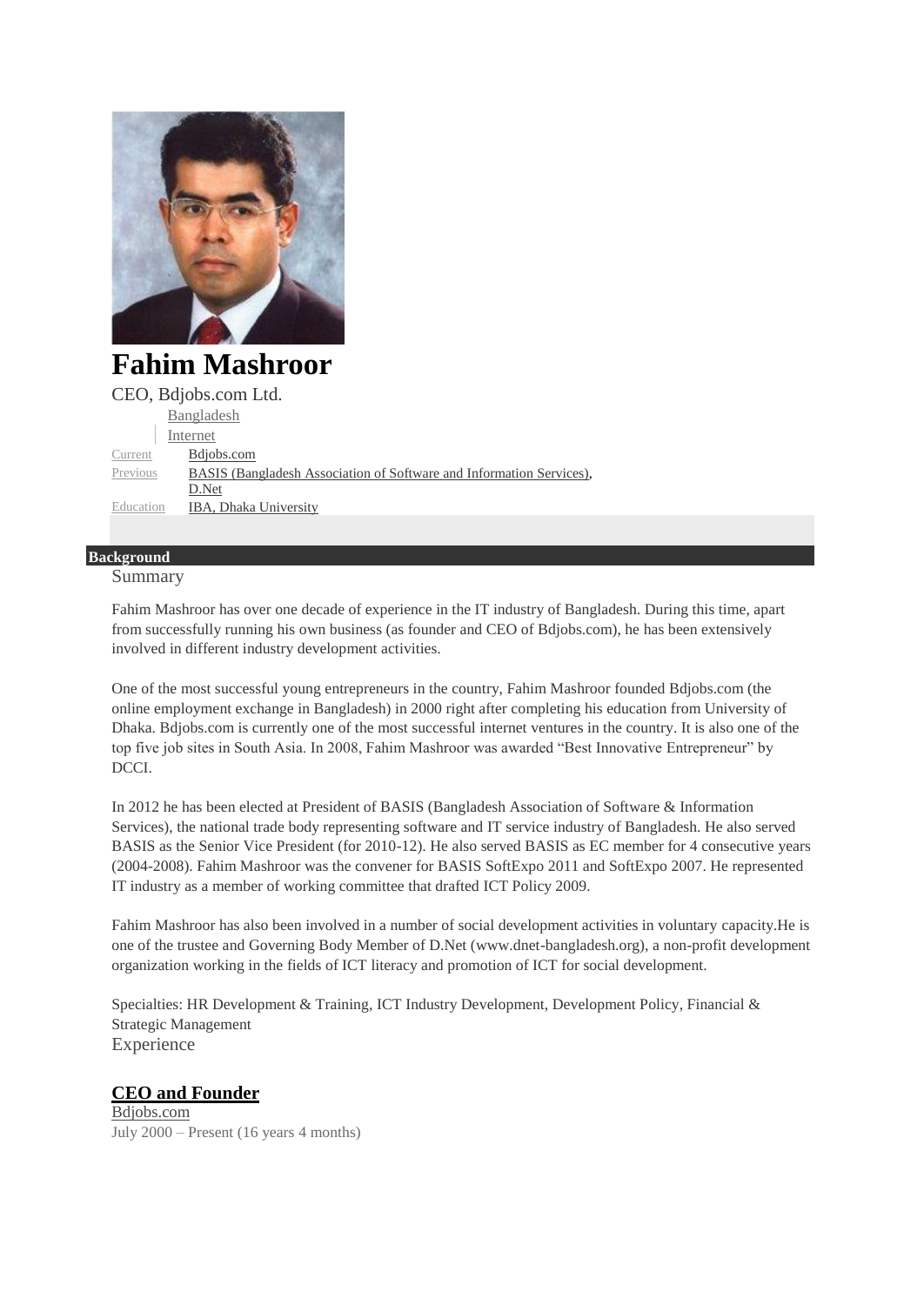# Fahim Mashroor

CEO, Bdjobs.com Ltd.

Bangladesh
Internet

| | |
|---|---|
| Current | Bdjobs.com |
| Previous | BASIS (Bangladesh Association of Software and Information Services), D.Net |
| Education | IBA, Dhaka University |

## Background

### Summary

Fahim Mashroor has over one decade of experience in the IT industry of Bangladesh. During this time, apart from successfully running his own business (as founder and CEO of Bdjobs.com), he has been extensively involved in different industry development activities.

One of the most successful young entrepreneurs in the country, Fahim Mashroor founded Bdjobs.com (the online employment exchange in Bangladesh) in 2000 right after completing his education from University of Dhaka. Bdjobs.com is currently one of the most successful internet ventures in the country. It is also one of the top five job sites in South Asia. In 2008, Fahim Mashroor was awarded "Best Innovative Entrepreneur" by DCCI.

In 2012 he has been elected at President of BASIS (Bangladesh Association of Software & Information Services), the national trade body representing software and IT service industry of Bangladesh. He also served BASIS as the Senior Vice President (for 2010-12). He also served BASIS as EC member for 4 consecutive years (2004-2008). Fahim Mashroor was the convener for BASIS SoftExpo 2011 and SoftExpo 2007. He represented IT industry as a member of working committee that drafted ICT Policy 2009.

Fahim Mashroor has also been involved in a number of social development activities in voluntary capacity.He is one of the trustee and Governing Body Member of D.Net (www.dnet-bangladesh.org), a non-profit development organization working in the fields of ICT literacy and promotion of ICT for social development.

Specialties: HR Development & Training, ICT Industry Development, Development Policy, Financial & Strategic Management

### Experience

#### CEO and Founder

Bdjobs.com
July 2000 – Present (16 years 4 months)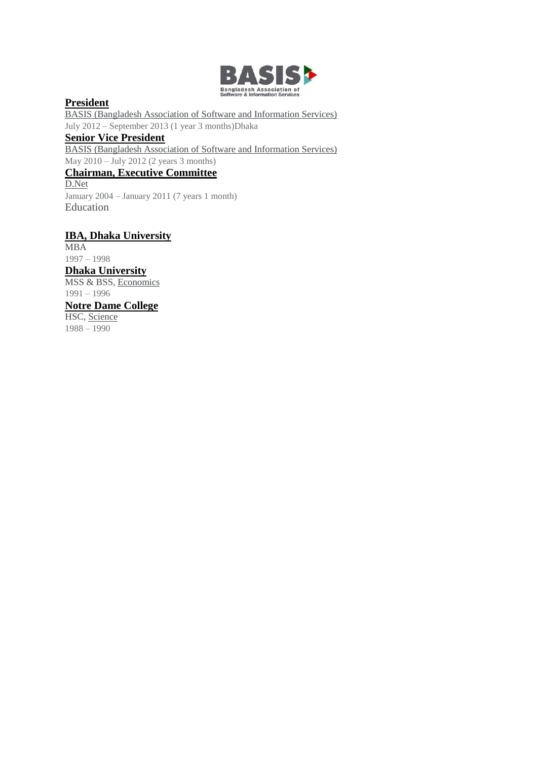**President**

BASIS (Bangladesh Association of Software and Information Services)
July 2012 – September 2013 (1 year 3 months)Dhaka

**Senior Vice President**

BASIS (Bangladesh Association of Software and Information Services)
May 2010 – July 2012 (2 years 3 months)

**Chairman, Executive Committee**

D.Net
January 2004 – January 2011 (7 years 1 month)

Education

**IBA, Dhaka University**

MBA
1997 – 1998

**Dhaka University**

MSS & BSS, Economics
1991 – 1996

**Notre Dame College**

HSC, Science
1988 – 1990